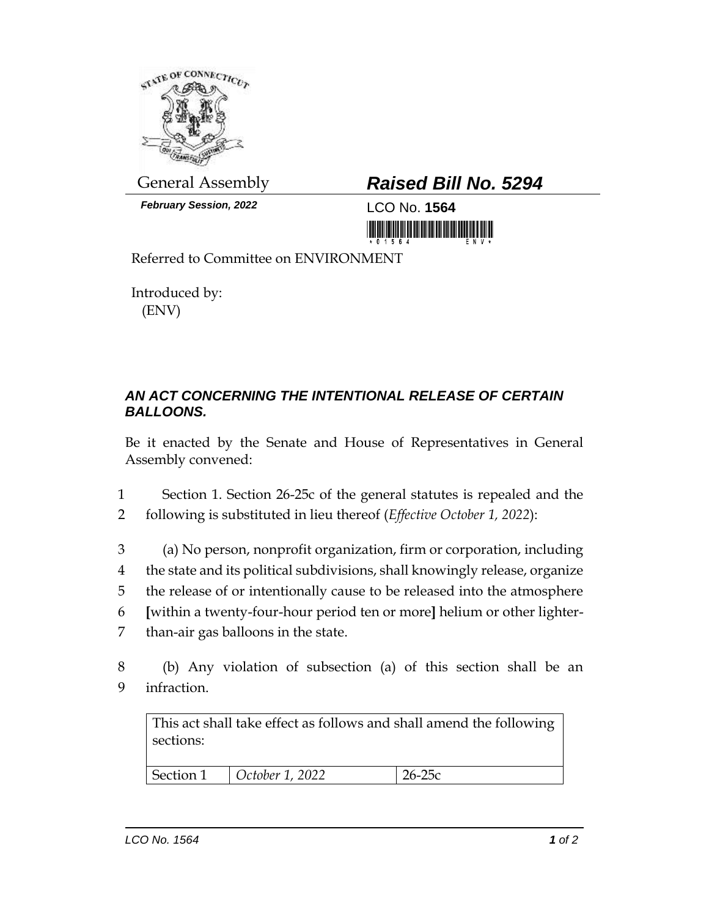General Assembly

***February Session, 2022***

## ***Raised Bill No. 5294***

LCO No. **1564**

Referred to Committee on ENVIRONMENT

Introduced by:
(ENV)

### ***AN ACT CONCERNING THE INTENTIONAL RELEASE OF CERTAIN BALLOONS.***

Be it enacted by the Senate and House of Representatives in General Assembly convened:

1 Section 1. Section 26-25c of the general statutes is repealed and the
2 following is substituted in lieu thereof (*Effective October 1, 2022*):

3 (a) No person, nonprofit organization, firm or corporation, including
4 the state and its political subdivisions, shall knowingly release, organize
5 the release of or intentionally cause to be released into the atmosphere
6 **[**within a twenty-four-hour period ten or more**]** helium or other lighter-
7 than-air gas balloons in the state.

8 (b) Any violation of subsection (a) of this section shall be an
9 infraction.

| This act shall take effect as follows and shall amend the following sections: | | |
|---|---|---|
| Section 1 | *October 1, 2022* | 26-25c |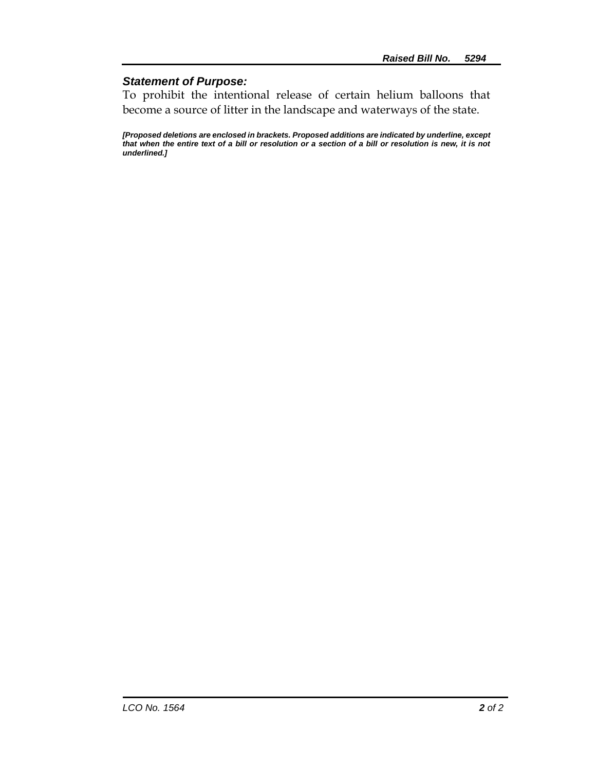### *Statement of Purpose:*

To prohibit the intentional release of certain helium balloons that become a source of litter in the landscape and waterways of the state.

***[Proposed deletions are enclosed in brackets. Proposed additions are indicated by underline, except that when the entire text of a bill or resolution or a section of a bill or resolution is new, it is not underlined.]***